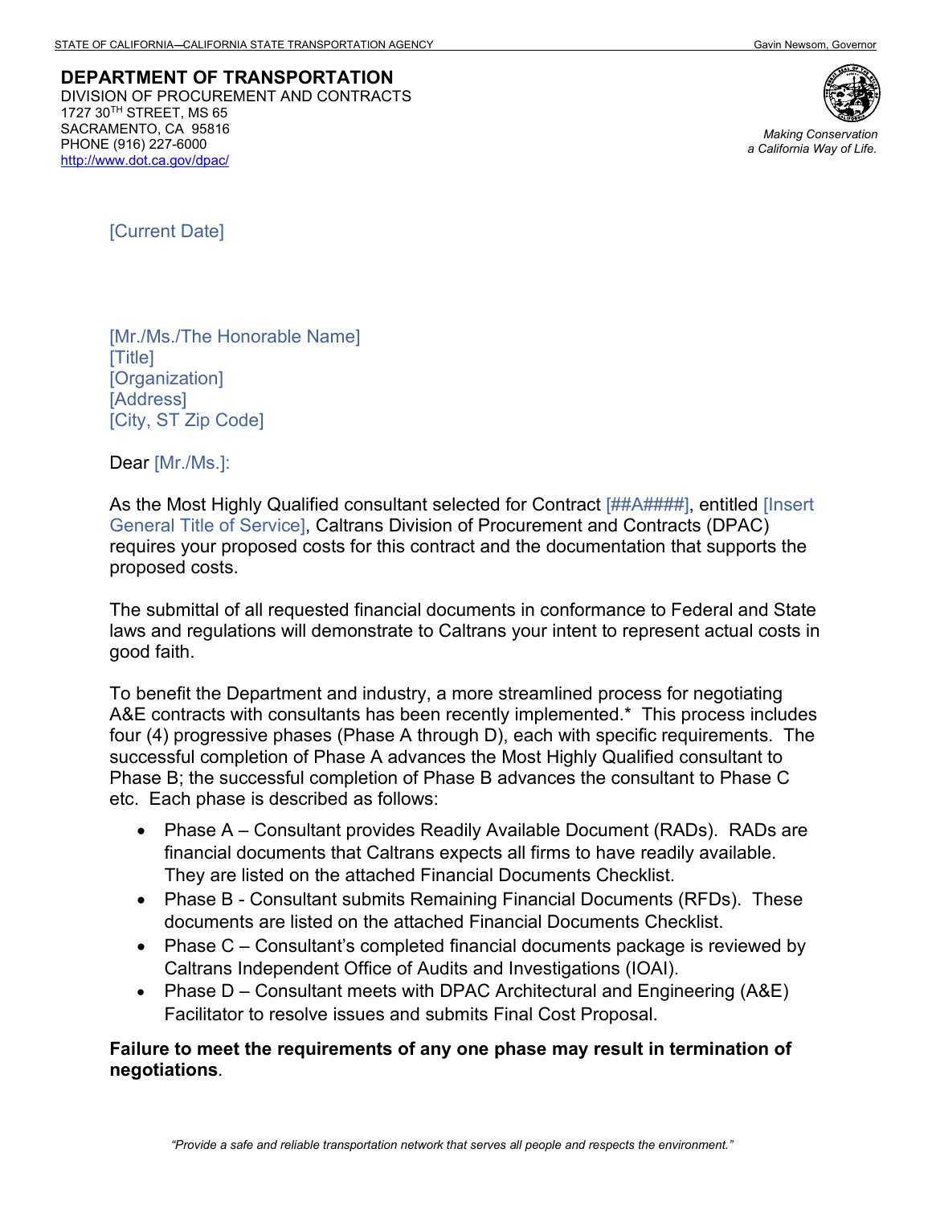STATE OF CALIFORNIA—CALIFORNIA STATE TRANSPORTATION AGENCY Gavin Newsom, Governor

**DEPARTMENT OF TRANSPORTATION**
DIVISION OF PROCUREMENT AND CONTRACTS
1727 30TH STREET, MS 65
SACRAMENTO, CA 95816
PHONE (916) 227-6000
http://www.dot.ca.gov/dpac/

*Making Conservation a California Way of Life.*

[Current Date]

[Mr./Ms./The Honorable Name]
[Title]
[Organization]
[Address]
[City, ST Zip Code]

Dear [Mr./Ms.]:

As the Most Highly Qualified consultant selected for Contract [##A####], entitled [Insert General Title of Service], Caltrans Division of Procurement and Contracts (DPAC) requires your proposed costs for this contract and the documentation that supports the proposed costs.

The submittal of all requested financial documents in conformance to Federal and State laws and regulations will demonstrate to Caltrans your intent to represent actual costs in good faith.

To benefit the Department and industry, a more streamlined process for negotiating A&E contracts with consultants has been recently implemented.* This process includes four (4) progressive phases (Phase A through D), each with specific requirements. The successful completion of Phase A advances the Most Highly Qualified consultant to Phase B; the successful completion of Phase B advances the consultant to Phase C etc. Each phase is described as follows:

- Phase A – Consultant provides Readily Available Document (RADs). RADs are financial documents that Caltrans expects all firms to have readily available. They are listed on the attached Financial Documents Checklist.
- Phase B - Consultant submits Remaining Financial Documents (RFDs). These documents are listed on the attached Financial Documents Checklist.
- Phase C – Consultant's completed financial documents package is reviewed by Caltrans Independent Office of Audits and Investigations (IOAI).
- Phase D – Consultant meets with DPAC Architectural and Engineering (A&E) Facilitator to resolve issues and submits Final Cost Proposal.

**Failure to meet the requirements of any one phase may result in termination of negotiations**.

*"Provide a safe and reliable transportation network that serves all people and respects the environment."*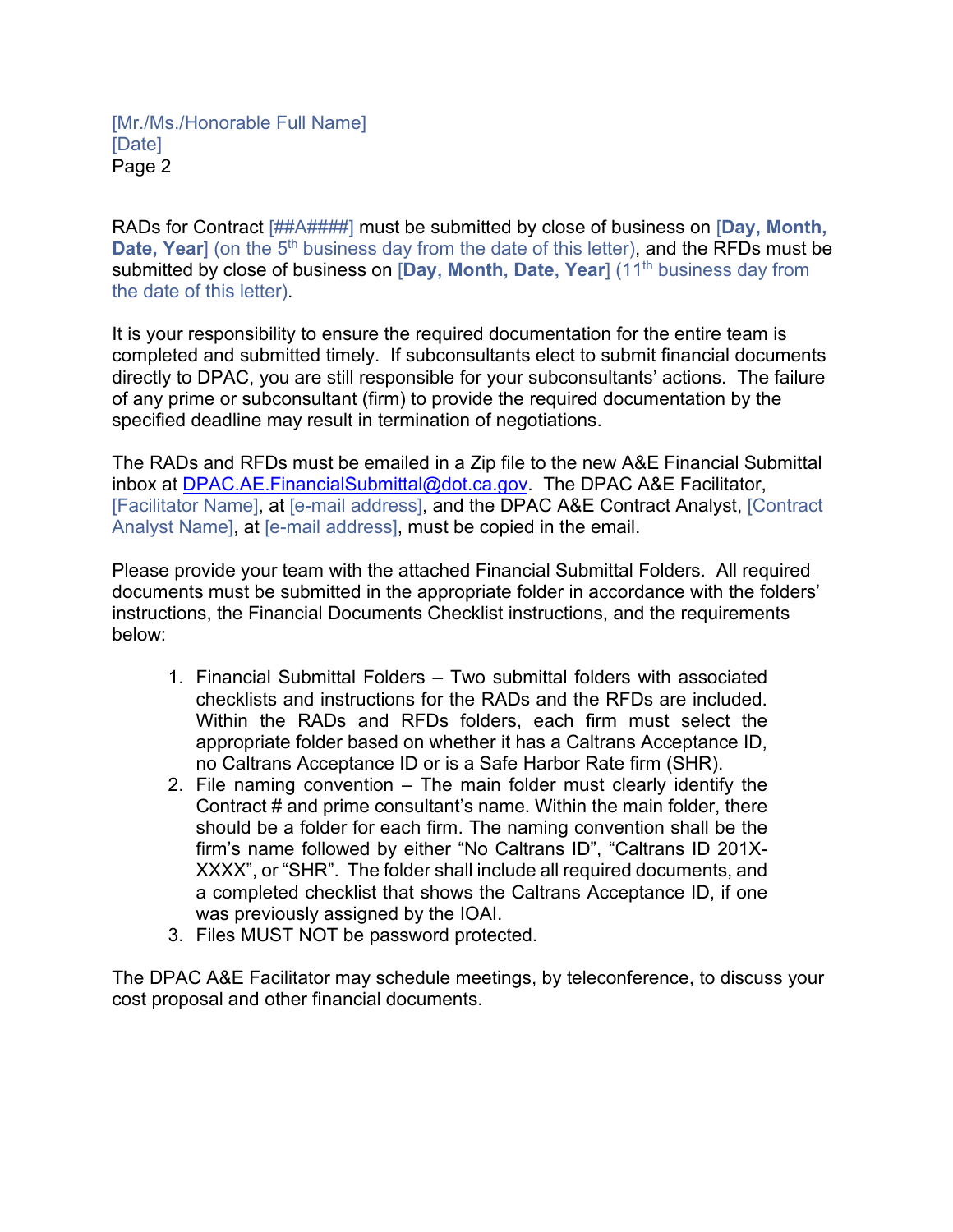RADs for Contract [##A####] must be submitted by close of business on **[Day, Month, Date, Year]** (on the 5th business day from the date of this letter), and the RFDs must be submitted by close of business on **[Day, Month, Date, Year]** (11th business day from the date of this letter).

It is your responsibility to ensure the required documentation for the entire team is completed and submitted timely. If subconsultants elect to submit financial documents directly to DPAC, you are still responsible for your subconsultants' actions. The failure of any prime or subconsultant (firm) to provide the required documentation by the specified deadline may result in termination of negotiations.

The RADs and RFDs must be emailed in a Zip file to the new A&E Financial Submittal inbox at DPAC.AE.FinancialSubmittal@dot.ca.gov. The DPAC A&E Facilitator, [Facilitator Name], at [e-mail address], and the DPAC A&E Contract Analyst, [Contract Analyst Name], at [e-mail address], must be copied in the email.

Please provide your team with the attached Financial Submittal Folders. All required documents must be submitted in the appropriate folder in accordance with the folders' instructions, the Financial Documents Checklist instructions, and the requirements below:

1. Financial Submittal Folders – Two submittal folders with associated checklists and instructions for the RADs and the RFDs are included. Within the RADs and RFDs folders, each firm must select the appropriate folder based on whether it has a Caltrans Acceptance ID, no Caltrans Acceptance ID or is a Safe Harbor Rate firm (SHR).
2. File naming convention – The main folder must clearly identify the Contract # and prime consultant's name. Within the main folder, there should be a folder for each firm. The naming convention shall be the firm's name followed by either "No Caltrans ID", "Caltrans ID 201X-XXXX", or "SHR". The folder shall include all required documents, and a completed checklist that shows the Caltrans Acceptance ID, if one was previously assigned by the IOAI.
3. Files MUST NOT be password protected.

The DPAC A&E Facilitator may schedule meetings, by teleconference, to discuss your cost proposal and other financial documents.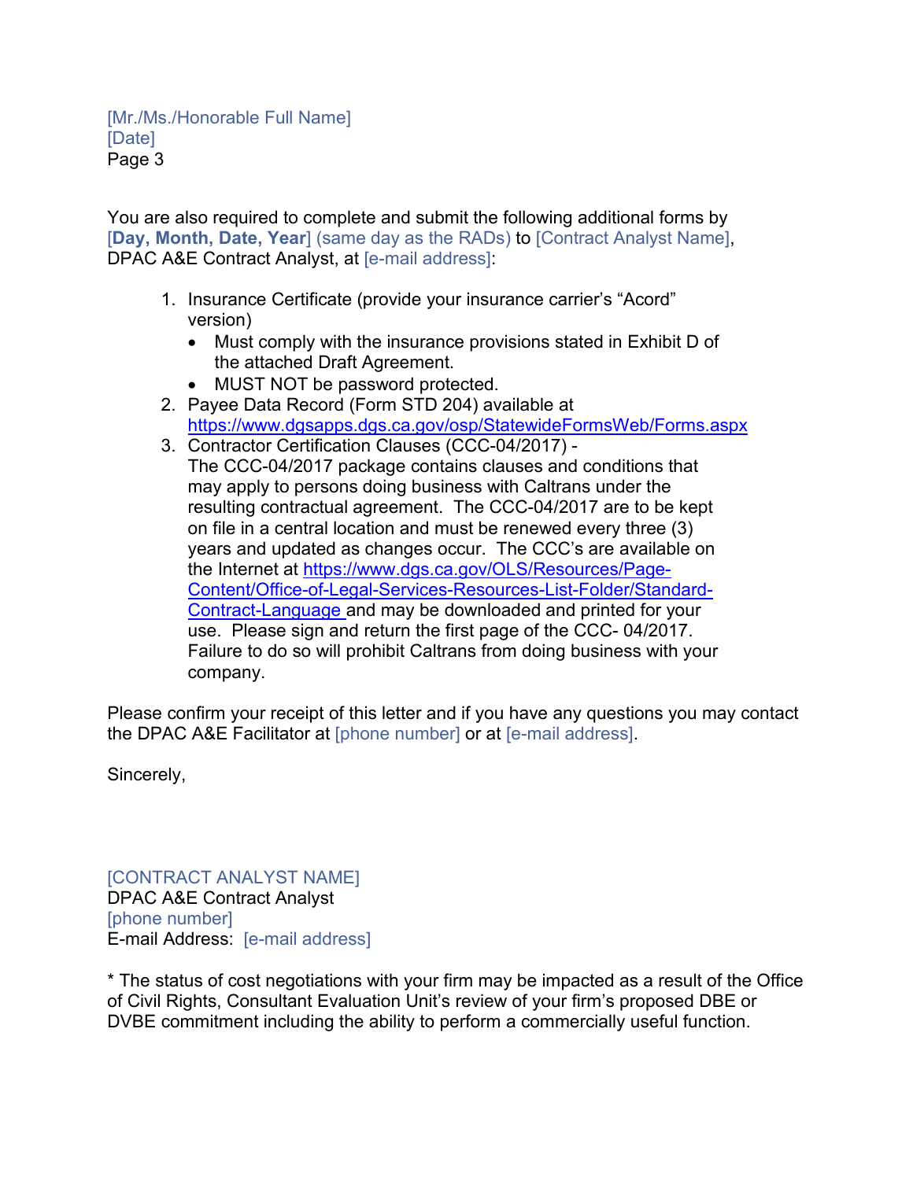You are also required to complete and submit the following additional forms by **[Day, Month, Date, Year]** (same day as the RADs) to [Contract Analyst Name], DPAC A&E Contract Analyst, at [e-mail address]:

1. Insurance Certificate (provide your insurance carrier's "Acord" version)
   - Must comply with the insurance provisions stated in Exhibit D of the attached Draft Agreement.
   - MUST NOT be password protected.
2. Payee Data Record (Form STD 204) available at https://www.dgsapps.dgs.ca.gov/osp/StatewideFormsWeb/Forms.aspx
3. Contractor Certification Clauses (CCC-04/2017) - The CCC-04/2017 package contains clauses and conditions that may apply to persons doing business with Caltrans under the resulting contractual agreement. The CCC-04/2017 are to be kept on file in a central location and must be renewed every three (3) years and updated as changes occur. The CCC's are available on the Internet at https://www.dgs.ca.gov/OLS/Resources/Page-Content/Office-of-Legal-Services-Resources-List-Folder/Standard-Contract-Language and may be downloaded and printed for your use. Please sign and return the first page of the CCC- 04/2017. Failure to do so will prohibit Caltrans from doing business with your company.

Please confirm your receipt of this letter and if you have any questions you may contact the DPAC A&E Facilitator at [phone number] or at [e-mail address].

Sincerely,

[CONTRACT ANALYST NAME]
DPAC A&E Contract Analyst
[phone number]
E-mail Address: [e-mail address]

* The status of cost negotiations with your firm may be impacted as a result of the Office of Civil Rights, Consultant Evaluation Unit's review of your firm's proposed DBE or DVBE commitment including the ability to perform a commercially useful function.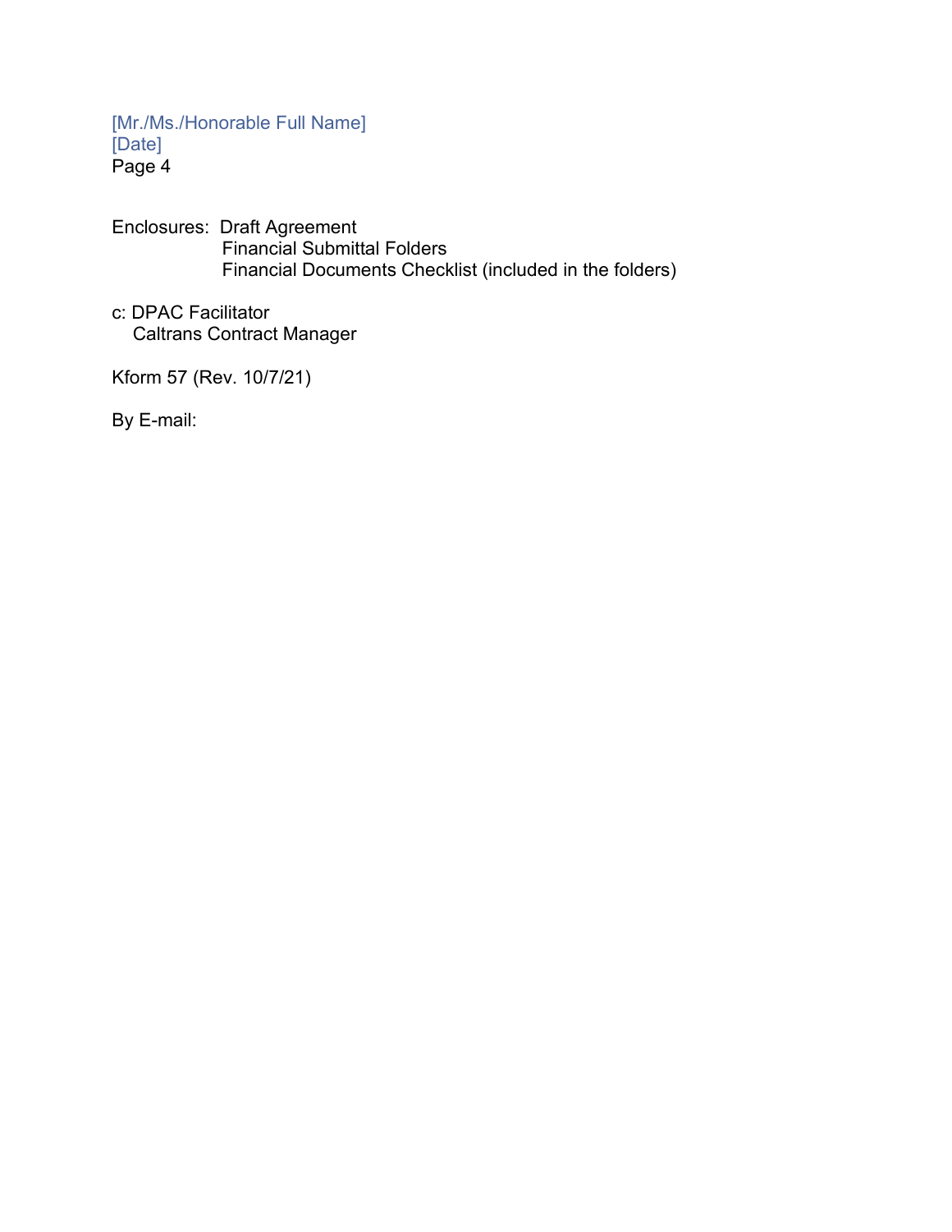Enclosures: Draft Agreement
Financial Submittal Folders
Financial Documents Checklist (included in the folders)

c: DPAC Facilitator
Caltrans Contract Manager

Kform 57 (Rev. 10/7/21)

By E-mail: